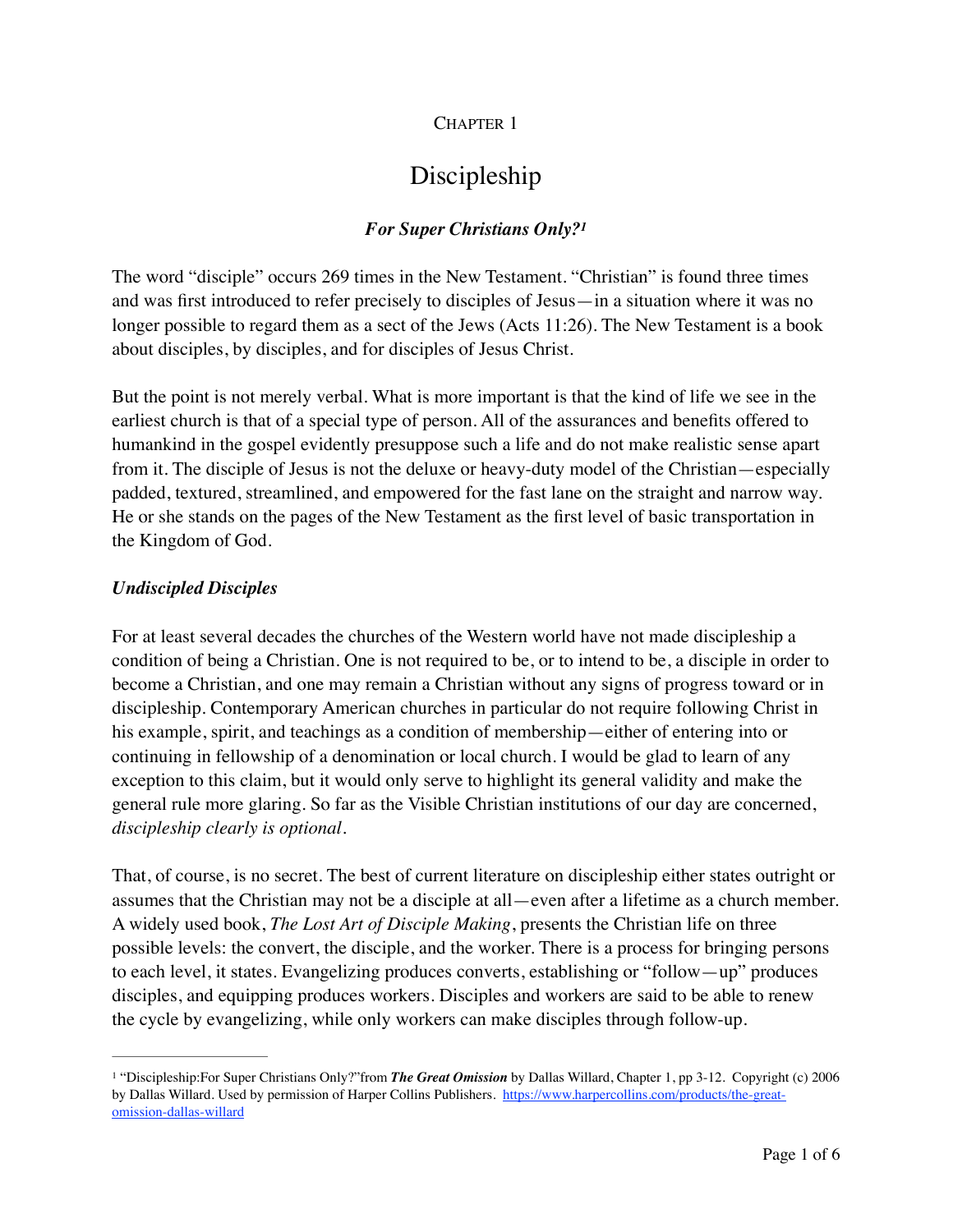Chapter 1

# Discipleship

### *For Super Christians Only?*[1]

The word "disciple" occurs 269 times in the New Testament. "Christian" is found three times and was first introduced to refer precisely to disciples of Jesus—in a situation where it was no longer possible to regard them as a sect of the Jews (Acts 11:26). The New Testament is a book about disciples, by disciples, and for disciples of Jesus Christ.

But the point is not merely verbal. What is more important is that the kind of life we see in the earliest church is that of a special type of person. All of the assurances and benefits offered to humankind in the gospel evidently presuppose such a life and do not make realistic sense apart from it. The disciple of Jesus is not the deluxe or heavy-duty model of the Christian—especially padded, textured, streamlined, and empowered for the fast lane on the straight and narrow way. He or she stands on the pages of the New Testament as the first level of basic transportation in the Kingdom of God.

## *Undiscipled Disciples*

For at least several decades the churches of the Western world have not made discipleship a condition of being a Christian. One is not required to be, or to intend to be, a disciple in order to become a Christian, and one may remain a Christian without any signs of progress toward or in discipleship. Contemporary American churches in particular do not require following Christ in his example, spirit, and teachings as a condition of membership—either of entering into or continuing in fellowship of a denomination or local church. I would be glad to learn of any exception to this claim, but it would only serve to highlight its general validity and make the general rule more glaring. So far as the Visible Christian institutions of our day are concerned, *discipleship clearly is optional*.

That, of course, is no secret. The best of current literature on discipleship either states outright or assumes that the Christian may not be a disciple at all—even after a lifetime as a church member. A widely used book, *The Lost Art of Disciple Making*, presents the Christian life on three possible levels: the convert, the disciple, and the worker. There is a process for bringing persons to each level, it states. Evangelizing produces converts, establishing or "follow—up" produces disciples, and equipping produces workers. Disciples and workers are said to be able to renew the cycle by evangelizing, while only workers can make disciples through follow-up.

---

[1] "Discipleship:For Super Christians Only?"from ***The Great Omission*** by Dallas Willard, Chapter 1, pp 3-12. Copyright (c) 2006 by Dallas Willard. Used by permission of Harper Collins Publishers. https://www.harpercollins.com/products/the-great-omission-dallas-willard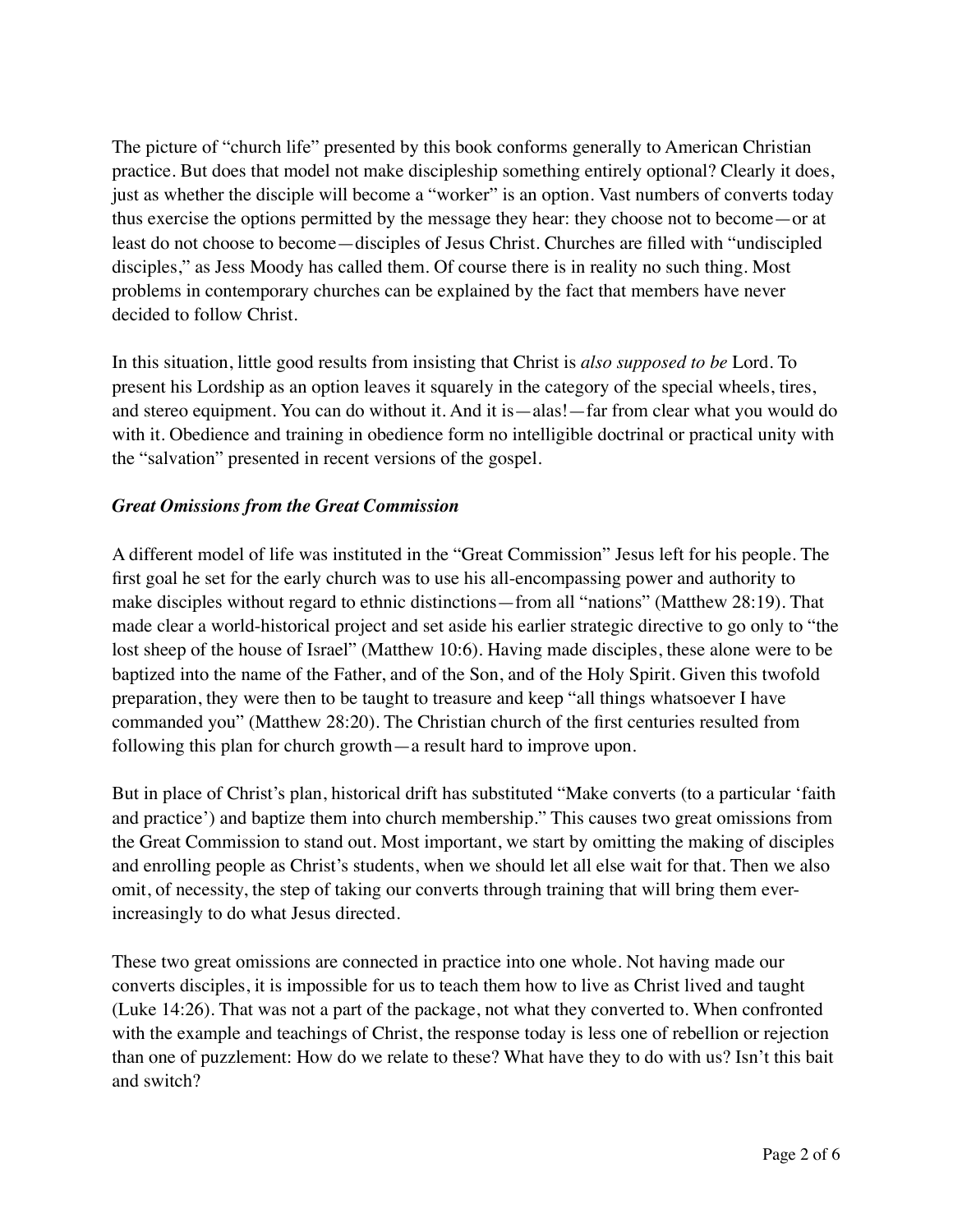The picture of "church life" presented by this book conforms generally to American Christian practice. But does that model not make discipleship something entirely optional? Clearly it does, just as whether the disciple will become a "worker" is an option. Vast numbers of converts today thus exercise the options permitted by the message they hear: they choose not to become—or at least do not choose to become—disciples of Jesus Christ. Churches are filled with "undiscipled disciples," as Jess Moody has called them. Of course there is in reality no such thing. Most problems in contemporary churches can be explained by the fact that members have never decided to follow Christ.

In this situation, little good results from insisting that Christ is *also supposed to be* Lord. To present his Lordship as an option leaves it squarely in the category of the special wheels, tires, and stereo equipment. You can do without it. And it is—alas!—far from clear what you would do with it. Obedience and training in obedience form no intelligible doctrinal or practical unity with the "salvation" presented in recent versions of the gospel.

### *Great Omissions from the Great Commission*

A different model of life was instituted in the "Great Commission" Jesus left for his people. The first goal he set for the early church was to use his all-encompassing power and authority to make disciples without regard to ethnic distinctions—from all "nations" (Matthew 28:19). That made clear a world-historical project and set aside his earlier strategic directive to go only to "the lost sheep of the house of Israel" (Matthew 10:6). Having made disciples, these alone were to be baptized into the name of the Father, and of the Son, and of the Holy Spirit. Given this twofold preparation, they were then to be taught to treasure and keep "all things whatsoever I have commanded you" (Matthew 28:20). The Christian church of the first centuries resulted from following this plan for church growth—a result hard to improve upon.

But in place of Christ's plan, historical drift has substituted "Make converts (to a particular 'faith and practice') and baptize them into church membership." This causes two great omissions from the Great Commission to stand out. Most important, we start by omitting the making of disciples and enrolling people as Christ's students, when we should let all else wait for that. Then we also omit, of necessity, the step of taking our converts through training that will bring them ever-increasingly to do what Jesus directed.

These two great omissions are connected in practice into one whole. Not having made our converts disciples, it is impossible for us to teach them how to live as Christ lived and taught (Luke 14:26). That was not a part of the package, not what they converted to. When confronted with the example and teachings of Christ, the response today is less one of rebellion or rejection than one of puzzlement: How do we relate to these? What have they to do with us? Isn't this bait and switch?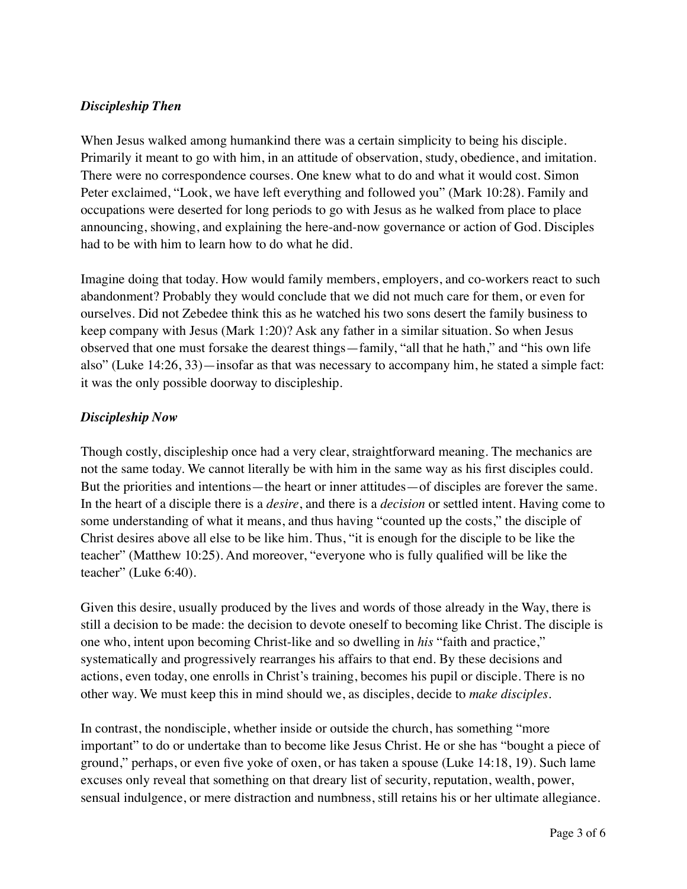***Discipleship Then***

When Jesus walked among humankind there was a certain simplicity to being his disciple. Primarily it meant to go with him, in an attitude of observation, study, obedience, and imitation. There were no correspondence courses. One knew what to do and what it would cost. Simon Peter exclaimed, "Look, we have left everything and followed you" (Mark 10:28). Family and occupations were deserted for long periods to go with Jesus as he walked from place to place announcing, showing, and explaining the here-and-now governance or action of God. Disciples had to be with him to learn how to do what he did.

Imagine doing that today. How would family members, employers, and co-workers react to such abandonment? Probably they would conclude that we did not much care for them, or even for ourselves. Did not Zebedee think this as he watched his two sons desert the family business to keep company with Jesus (Mark 1:20)? Ask any father in a similar situation. So when Jesus observed that one must forsake the dearest things—family, "all that he hath," and "his own life also" (Luke 14:26, 33)—insofar as that was necessary to accompany him, he stated a simple fact: it was the only possible doorway to discipleship.

***Discipleship Now***

Though costly, discipleship once had a very clear, straightforward meaning. The mechanics are not the same today. We cannot literally be with him in the same way as his first disciples could. But the priorities and intentions—the heart or inner attitudes—of disciples are forever the same. In the heart of a disciple there is a *desire*, and there is a *decision* or settled intent. Having come to some understanding of what it means, and thus having "counted up the costs," the disciple of Christ desires above all else to be like him. Thus, "it is enough for the disciple to be like the teacher" (Matthew 10:25). And moreover, "everyone who is fully qualified will be like the teacher" (Luke 6:40).

Given this desire, usually produced by the lives and words of those already in the Way, there is still a decision to be made: the decision to devote oneself to becoming like Christ. The disciple is one who, intent upon becoming Christ-like and so dwelling in *his* "faith and practice," systematically and progressively rearranges his affairs to that end. By these decisions and actions, even today, one enrolls in Christ's training, becomes his pupil or disciple. There is no other way. We must keep this in mind should we, as disciples, decide to *make disciples*.

In contrast, the nondisciple, whether inside or outside the church, has something "more important" to do or undertake than to become like Jesus Christ. He or she has "bought a piece of ground," perhaps, or even five yoke of oxen, or has taken a spouse (Luke 14:18, 19). Such lame excuses only reveal that something on that dreary list of security, reputation, wealth, power, sensual indulgence, or mere distraction and numbness, still retains his or her ultimate allegiance.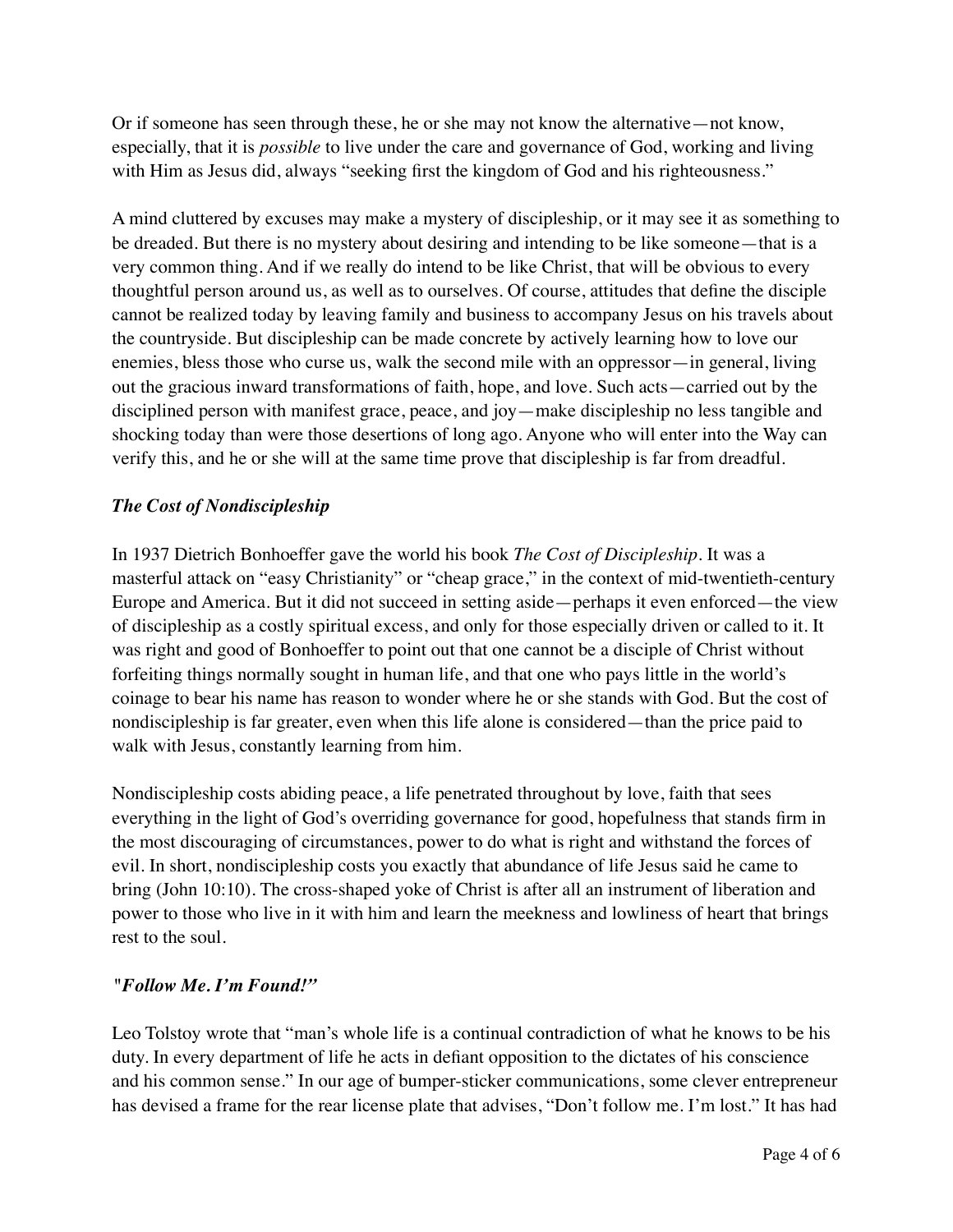Or if someone has seen through these, he or she may not know the alternative—not know, especially, that it is *possible* to live under the care and governance of God, working and living with Him as Jesus did, always "seeking first the kingdom of God and his righteousness."

A mind cluttered by excuses may make a mystery of discipleship, or it may see it as something to be dreaded. But there is no mystery about desiring and intending to be like someone—that is a very common thing. And if we really do intend to be like Christ, that will be obvious to every thoughtful person around us, as well as to ourselves. Of course, attitudes that define the disciple cannot be realized today by leaving family and business to accompany Jesus on his travels about the countryside. But discipleship can be made concrete by actively learning how to love our enemies, bless those who curse us, walk the second mile with an oppressor—in general, living out the gracious inward transformations of faith, hope, and love. Such acts—carried out by the disciplined person with manifest grace, peace, and joy—make discipleship no less tangible and shocking today than were those desertions of long ago. Anyone who will enter into the Way can verify this, and he or she will at the same time prove that discipleship is far from dreadful.

### *The Cost of Nondiscipleship*

In 1937 Dietrich Bonhoeffer gave the world his book *The Cost of Discipleship*. It was a masterful attack on "easy Christianity" or "cheap grace," in the context of mid-twentieth-century Europe and America. But it did not succeed in setting aside—perhaps it even enforced—the view of discipleship as a costly spiritual excess, and only for those especially driven or called to it. It was right and good of Bonhoeffer to point out that one cannot be a disciple of Christ without forfeiting things normally sought in human life, and that one who pays little in the world's coinage to bear his name has reason to wonder where he or she stands with God. But the cost of nondiscipleship is far greater, even when this life alone is considered—than the price paid to walk with Jesus, constantly learning from him.

Nondiscipleship costs abiding peace, a life penetrated throughout by love, faith that sees everything in the light of God's overriding governance for good, hopefulness that stands firm in the most discouraging of circumstances, power to do what is right and withstand the forces of evil. In short, nondiscipleship costs you exactly that abundance of life Jesus said he came to bring (John 10:10). The cross-shaped yoke of Christ is after all an instrument of liberation and power to those who live in it with him and learn the meekness and lowliness of heart that brings rest to the soul.

### *"Follow Me. I'm Found!"*

Leo Tolstoy wrote that "man's whole life is a continual contradiction of what he knows to be his duty. In every department of life he acts in defiant opposition to the dictates of his conscience and his common sense." In our age of bumper-sticker communications, some clever entrepreneur has devised a frame for the rear license plate that advises, "Don't follow me. I'm lost." It has had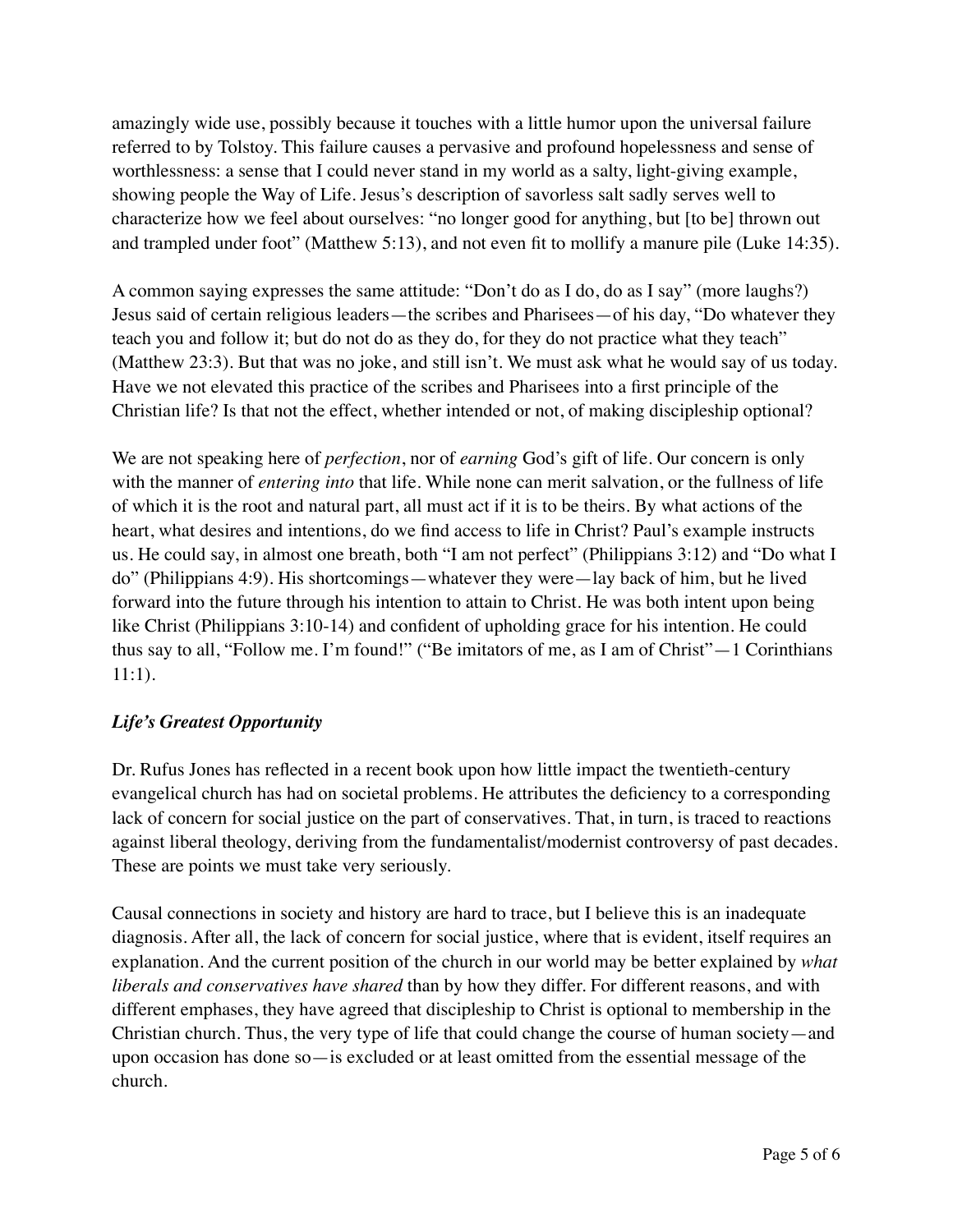amazingly wide use, possibly because it touches with a little humor upon the universal failure referred to by Tolstoy. This failure causes a pervasive and profound hopelessness and sense of worthlessness: a sense that I could never stand in my world as a salty, light-giving example, showing people the Way of Life. Jesus's description of savorless salt sadly serves well to characterize how we feel about ourselves: "no longer good for anything, but [to be] thrown out and trampled under foot" (Matthew 5:13), and not even fit to mollify a manure pile (Luke 14:35).

A common saying expresses the same attitude: "Don't do as I do, do as I say" (more laughs?) Jesus said of certain religious leaders—the scribes and Pharisees—of his day, "Do whatever they teach you and follow it; but do not do as they do, for they do not practice what they teach" (Matthew 23:3). But that was no joke, and still isn't. We must ask what he would say of us today. Have we not elevated this practice of the scribes and Pharisees into a first principle of the Christian life? Is that not the effect, whether intended or not, of making discipleship optional?

We are not speaking here of *perfection*, nor of *earning* God's gift of life. Our concern is only with the manner of *entering into* that life. While none can merit salvation, or the fullness of life of which it is the root and natural part, all must act if it is to be theirs. By what actions of the heart, what desires and intentions, do we find access to life in Christ? Paul's example instructs us. He could say, in almost one breath, both "I am not perfect" (Philippians 3:12) and "Do what I do" (Philippians 4:9). His shortcomings—whatever they were—lay back of him, but he lived forward into the future through his intention to attain to Christ. He was both intent upon being like Christ (Philippians 3:10-14) and confident of upholding grace for his intention. He could thus say to all, "Follow me. I'm found!" ("Be imitators of me, as I am of Christ"—1 Corinthians 11:1).

### *Life's Greatest Opportunity*

Dr. Rufus Jones has reflected in a recent book upon how little impact the twentieth-century evangelical church has had on societal problems. He attributes the deficiency to a corresponding lack of concern for social justice on the part of conservatives. That, in turn, is traced to reactions against liberal theology, deriving from the fundamentalist/modernist controversy of past decades. These are points we must take very seriously.

Causal connections in society and history are hard to trace, but I believe this is an inadequate diagnosis. After all, the lack of concern for social justice, where that is evident, itself requires an explanation. And the current position of the church in our world may be better explained by *what liberals and conservatives have shared* than by how they differ. For different reasons, and with different emphases, they have agreed that discipleship to Christ is optional to membership in the Christian church. Thus, the very type of life that could change the course of human society—and upon occasion has done so—is excluded or at least omitted from the essential message of the church.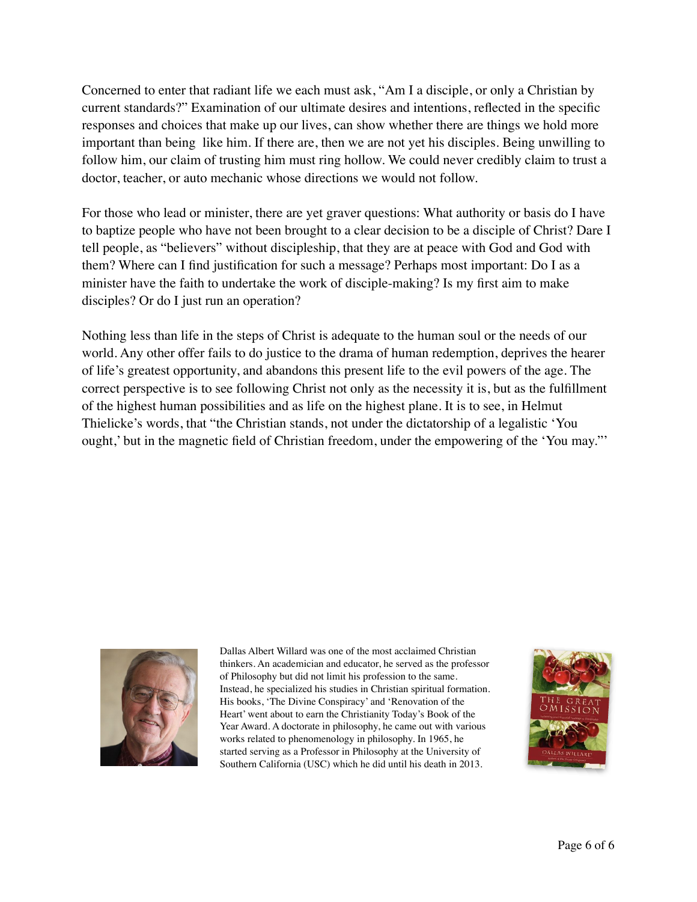Concerned to enter that radiant life we each must ask, "Am I a disciple, or only a Christian by current standards?" Examination of our ultimate desires and intentions, reflected in the specific responses and choices that make up our lives, can show whether there are things we hold more important than being like him. If there are, then we are not yet his disciples. Being unwilling to follow him, our claim of trusting him must ring hollow. We could never credibly claim to trust a doctor, teacher, or auto mechanic whose directions we would not follow.

For those who lead or minister, there are yet graver questions: What authority or basis do I have to baptize people who have not been brought to a clear decision to be a disciple of Christ? Dare I tell people, as "believers" without discipleship, that they are at peace with God and God with them? Where can I find justification for such a message? Perhaps most important: Do I as a minister have the faith to undertake the work of disciple-making? Is my first aim to make disciples? Or do I just run an operation?

Nothing less than life in the steps of Christ is adequate to the human soul or the needs of our world. Any other offer fails to do justice to the drama of human redemption, deprives the hearer of life's greatest opportunity, and abandons this present life to the evil powers of the age. The correct perspective is to see following Christ not only as the necessity it is, but as the fulfillment of the highest human possibilities and as life on the highest plane. It is to see, in Helmut Thielicke's words, that "the Christian stands, not under the dictatorship of a legalistic 'You ought,' but in the magnetic field of Christian freedom, under the empowering of the 'You may.'"

Dallas Albert Willard was one of the most acclaimed Christian thinkers. An academician and educator, he served as the professor of Philosophy but did not limit his profession to the same. Instead, he specialized his studies in Christian spiritual formation. His books, 'The Divine Conspiracy' and 'Renovation of the Heart' went about to earn the Christianity Today's Book of the Year Award. A doctorate in philosophy, he came out with various works related to phenomenology in philosophy. In 1965, he started serving as a Professor in Philosophy at the University of Southern California (USC) which he did until his death in 2013.